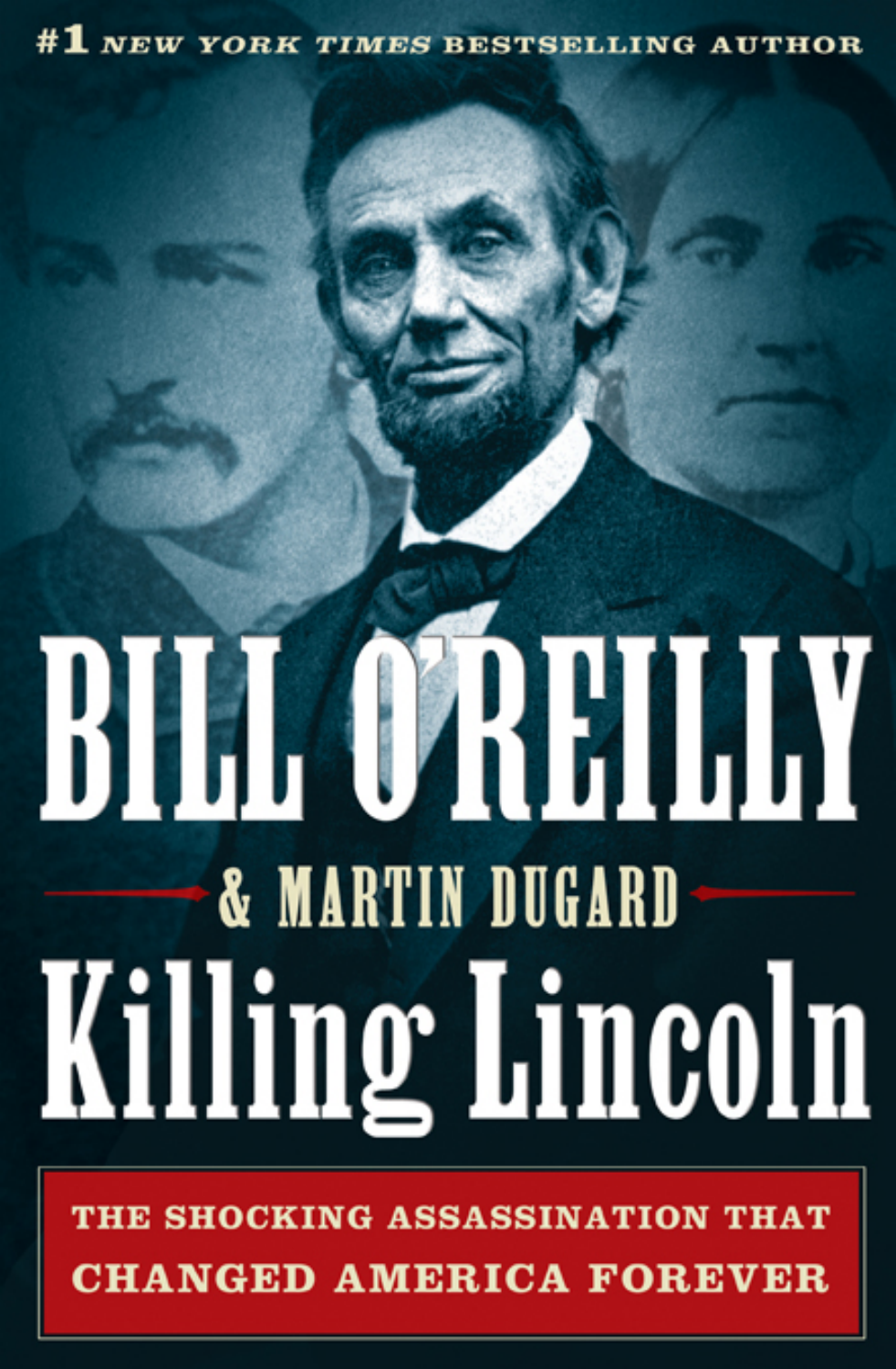#1 *NEW YORK TIMES* BESTSELLING AUTHOR

# BILL O'REILLY

## & MARTIN DUGARD

# Killing Lincoln

**THE SHOCKING ASSASSINATION THAT CHANGED AMERICA FOREVER**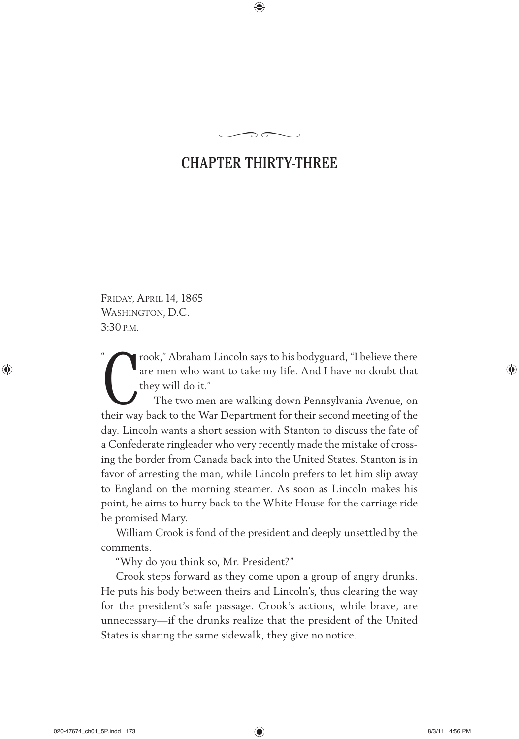# CHAPTER THIRTY-THREE

FRIDAY, APRIL 14, 1865
WASHINGTON, D.C.
3:30 P.M.

"Crook," Abraham Lincoln says to his bodyguard, "I believe there are men who want to take my life. And I have no doubt that they will do it."

The two men are walking down Pennsylvania Avenue, on their way back to the War Department for their second meeting of the day. Lincoln wants a short session with Stanton to discuss the fate of a Confederate ringleader who very recently made the mistake of crossing the border from Canada back into the United States. Stanton is in favor of arresting the man, while Lincoln prefers to let him slip away to England on the morning steamer. As soon as Lincoln makes his point, he aims to hurry back to the White House for the carriage ride he promised Mary.

William Crook is fond of the president and deeply unsettled by the comments.

"Why do you think so, Mr. President?"

Crook steps forward as they come upon a group of angry drunks. He puts his body between theirs and Lincoln's, thus clearing the way for the president's safe passage. Crook's actions, while brave, are unnecessary—if the drunks realize that the president of the United States is sharing the same sidewalk, they give no notice.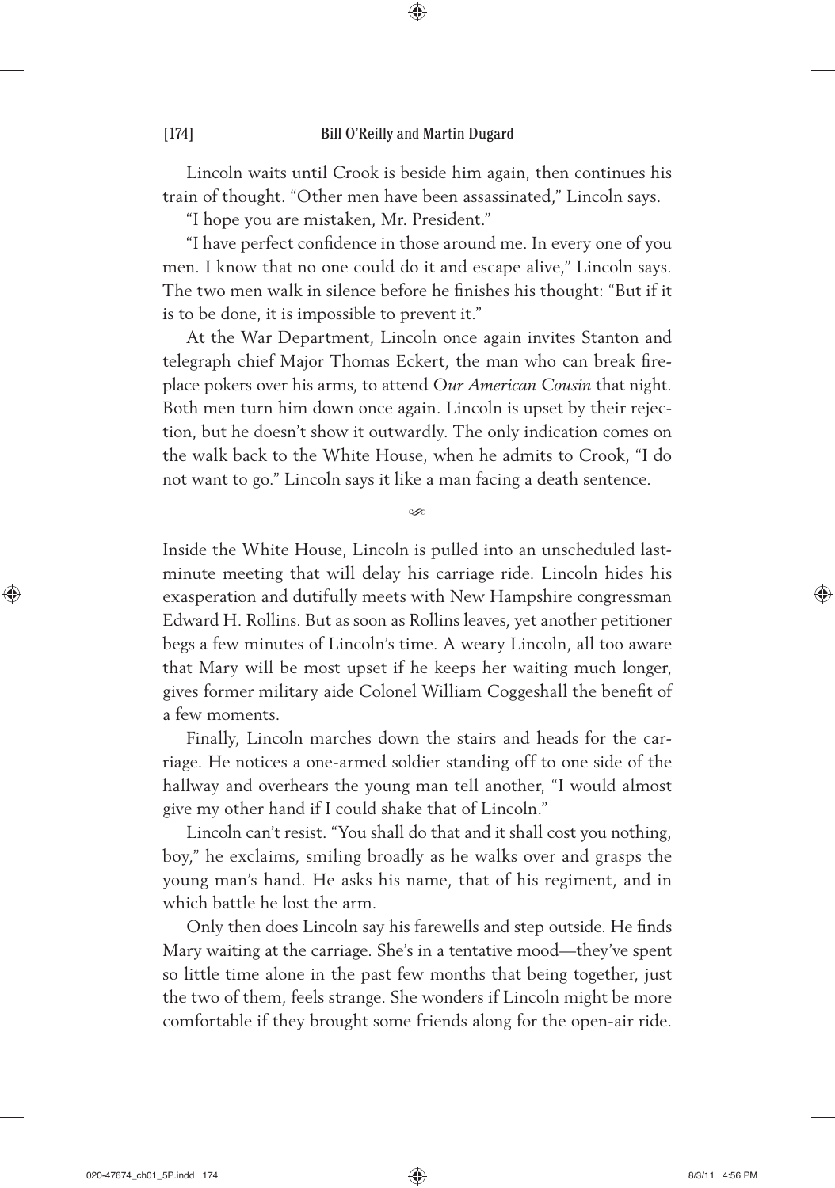Lincoln waits until Crook is beside him again, then continues his train of thought. "Other men have been assassinated," Lincoln says.

"I hope you are mistaken, Mr. President."

"I have perfect confidence in those around me. In every one of you men. I know that no one could do it and escape alive," Lincoln says. The two men walk in silence before he finishes his thought: "But if it is to be done, it is impossible to prevent it."

At the War Department, Lincoln once again invites Stanton and telegraph chief Major Thomas Eckert, the man who can break fireplace pokers over his arms, to attend *Our American Cousin* that night. Both men turn him down once again. Lincoln is upset by their rejection, but he doesn't show it outwardly. The only indication comes on the walk back to the White House, when he admits to Crook, "I do not want to go." Lincoln says it like a man facing a death sentence.

Inside the White House, Lincoln is pulled into an unscheduled last-minute meeting that will delay his carriage ride. Lincoln hides his exasperation and dutifully meets with New Hampshire congressman Edward H. Rollins. But as soon as Rollins leaves, yet another petitioner begs a few minutes of Lincoln's time. A weary Lincoln, all too aware that Mary will be most upset if he keeps her waiting much longer, gives former military aide Colonel William Coggeshall the benefit of a few moments.

Finally, Lincoln marches down the stairs and heads for the carriage. He notices a one-armed soldier standing off to one side of the hallway and overhears the young man tell another, "I would almost give my other hand if I could shake that of Lincoln."

Lincoln can't resist. "You shall do that and it shall cost you nothing, boy," he exclaims, smiling broadly as he walks over and grasps the young man's hand. He asks his name, that of his regiment, and in which battle he lost the arm.

Only then does Lincoln say his farewells and step outside. He finds Mary waiting at the carriage. She's in a tentative mood—they've spent so little time alone in the past few months that being together, just the two of them, feels strange. She wonders if Lincoln might be more comfortable if they brought some friends along for the open-air ride.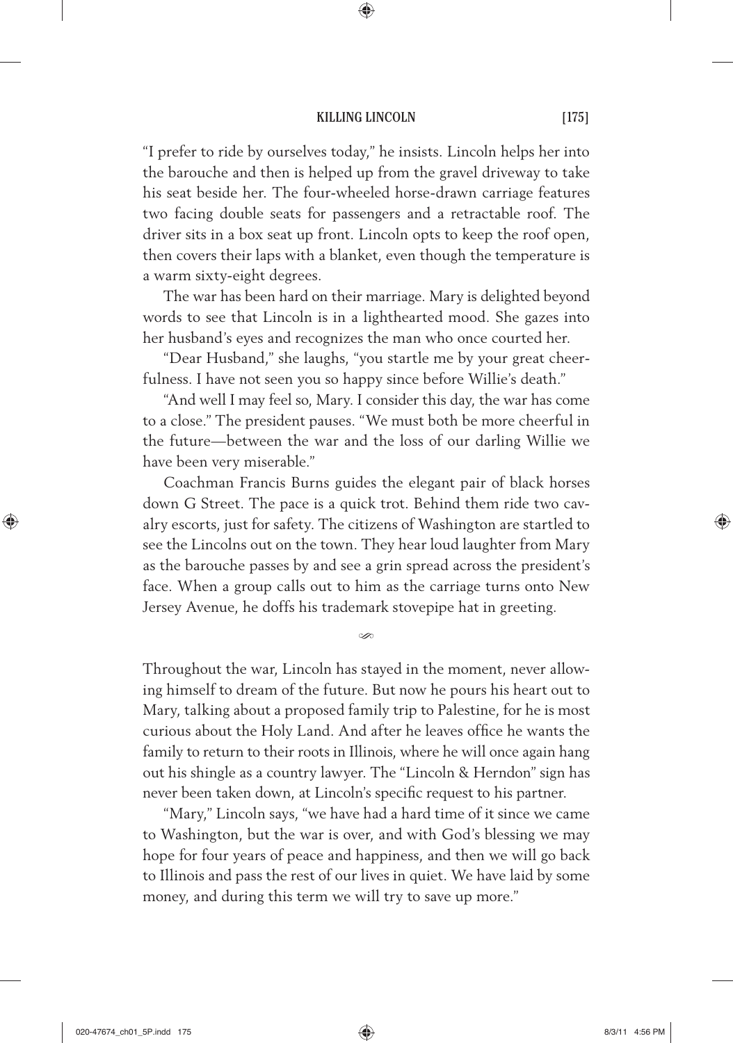"I prefer to ride by ourselves today," he insists. Lincoln helps her into the barouche and then is helped up from the gravel driveway to take his seat beside her. The four-wheeled horse-drawn carriage features two facing double seats for passengers and a retractable roof. The driver sits in a box seat up front. Lincoln opts to keep the roof open, then covers their laps with a blanket, even though the temperature is a warm sixty-eight degrees.

The war has been hard on their marriage. Mary is delighted beyond words to see that Lincoln is in a lighthearted mood. She gazes into her husband's eyes and recognizes the man who once courted her.

"Dear Husband," she laughs, "you startle me by your great cheerfulness. I have not seen you so happy since before Willie's death."

"And well I may feel so, Mary. I consider this day, the war has come to a close." The president pauses. "We must both be more cheerful in the future—between the war and the loss of our darling Willie we have been very miserable."

Coachman Francis Burns guides the elegant pair of black horses down G Street. The pace is a quick trot. Behind them ride two cavalry escorts, just for safety. The citizens of Washington are startled to see the Lincolns out on the town. They hear loud laughter from Mary as the barouche passes by and see a grin spread across the president's face. When a group calls out to him as the carriage turns onto New Jersey Avenue, he doffs his trademark stovepipe hat in greeting.

---

Throughout the war, Lincoln has stayed in the moment, never allowing himself to dream of the future. But now he pours his heart out to Mary, talking about a proposed family trip to Palestine, for he is most curious about the Holy Land. And after he leaves office he wants the family to return to their roots in Illinois, where he will once again hang out his shingle as a country lawyer. The "Lincoln & Herndon" sign has never been taken down, at Lincoln's specific request to his partner.

"Mary," Lincoln says, "we have had a hard time of it since we came to Washington, but the war is over, and with God's blessing we may hope for four years of peace and happiness, and then we will go back to Illinois and pass the rest of our lives in quiet. We have laid by some money, and during this term we will try to save up more."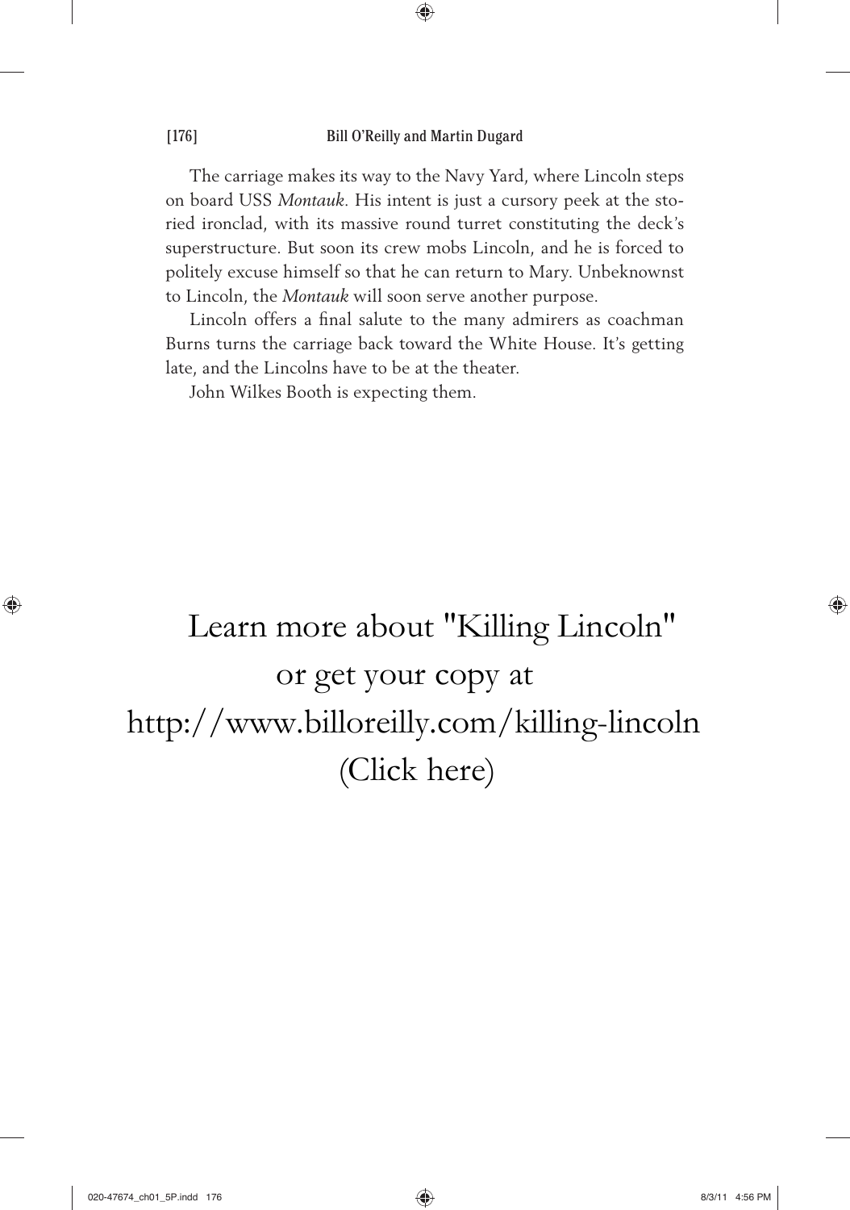The carriage makes its way to the Navy Yard, where Lincoln steps on board USS *Montauk*. His intent is just a cursory peek at the storied ironclad, with its massive round turret constituting the deck's superstructure. But soon its crew mobs Lincoln, and he is forced to politely excuse himself so that he can return to Mary. Unbeknownst to Lincoln, the *Montauk* will soon serve another purpose.

Lincoln offers a final salute to the many admirers as coachman Burns turns the carriage back toward the White House. It's getting late, and the Lincolns have to be at the theater.

John Wilkes Booth is expecting them.

Learn more about "Killing Lincoln" or get your copy at http://www.billoreilly.com/killing-lincoln (Click here)